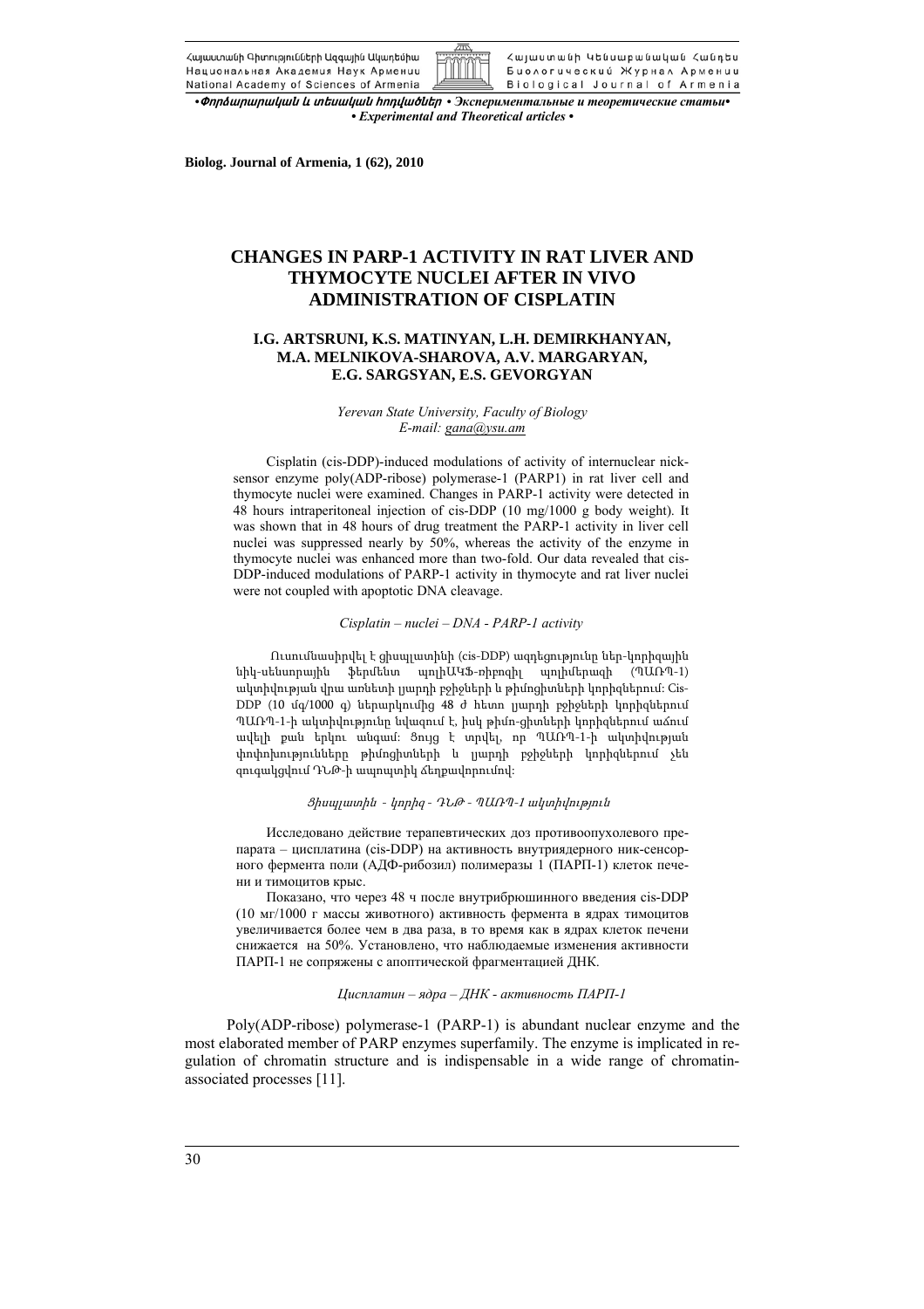•Փորձարարական և տեսական հոդվածներ • Экспериментальные и теоретические статьи•
• *Experimental and Theoretical articles* •

**Biolog. Journal of Armenia, 1 (62), 2010**

# CHANGES IN PARP-1 ACTIVITY IN RAT LIVER AND THYMOCYTE NUCLEI AFTER IN VIVO ADMINISTRATION OF CISPLATIN

**I.G. ARTSRUNI, K.S. MATINYAN, L.H. DEMIRKHANYAN, M.A. MELNIKOVA-SHAROVA, A.V. MARGARYAN, E.G. SARGSYAN, E.S. GEVORGYAN**

*Yerevan State University, Faculty of Biology*
*E-mail: gana@ysu.am*

Cisplatin (cis-DDP)-induced modulations of activity of internuclear nick-sensor enzyme poly(ADP-ribose) polymerase-1 (PARP1) in rat liver cell and thymocyte nuclei were examined. Changes in PARP-1 activity were detected in 48 hours intraperitoneal injection of cis-DDP (10 mg/1000 g body weight). It was shown that in 48 hours of drug treatment the PARP-1 activity in liver cell nuclei was suppressed nearly by 50%, whereas the activity of the enzyme in thymocyte nuclei was enhanced more than two-fold. Our data revealed that cis-DDP-induced modulations of PARP-1 activity in thymocyte and rat liver nuclei were not coupled with apoptotic DNA cleavage.

*Cisplatin – nuclei – DNA - PARP-1 activity*

Ուսումնասիրվել է ցիսպլատինի (cis-DDP) ազդեցությունը ներ-կորիզային նիկ-սենսորային ֆերմենտ պոլիԱԿՖ-ռիբոզիլ պոլիմերազի (ՊԱՌՊ-1) ակտիվության վրա առնետի լյարդի բջիջների և թիմոցիտների կորիզներում: Cis-DDP (10 մգ/1000 գ) ներարկումից 48 ժ հետո լյարդի բջիջների կորիզներում ՊԱՌՊ-1-ի ակտիվությունը նվազում է, իսկ թիմո-ցիտների կորիզներում աճում ավելի քան երկու անգամ: Ցույց է տրվել, որ ՊԱՌՊ-1-ի ակտիվության փոփոխությունները թիմոցիտների և լյարդի բջիջների կորիզներում չեն զուգակցվում ԴՆԹ-ի ապոպտիկ ճեղքավորումով:

*Ցիսպլատին - կորիզ - ԴՆԹ - ՊԱՌՊ-1 ակտիվություն*

Исследовано действие терапевтических доз противоопухолевого препарата – цисплатина (cis-DDP) на активность внутриядерного ник-сенсорного фермента поли (АДФ-рибозил) полимеразы 1 (ПАРП-1) клеток печени и тимоцитов крыс.

Показано, что через 48 ч после внутрибрюшинного введения cis-DDP (10 мг/1000 г массы животного) активность фермента в ядрах тимоцитов увеличивается более чем в два раза, в то время как в ядрах клеток печени снижается на 50%. Установлено, что наблюдаемые изменения активности ПАРП-1 не сопряжены с апоптической фрагментацией ДНК.

*Цисплатин – ядра – ДНК - активность ПАРП-1*

Poly(ADP-ribose) polymerase-1 (PARP-1) is abundant nuclear enzyme and the most elaborated member of PARP enzymes superfamily. The enzyme is implicated in regulation of chromatin structure and is indispensable in a wide range of chromatin-associated processes [11].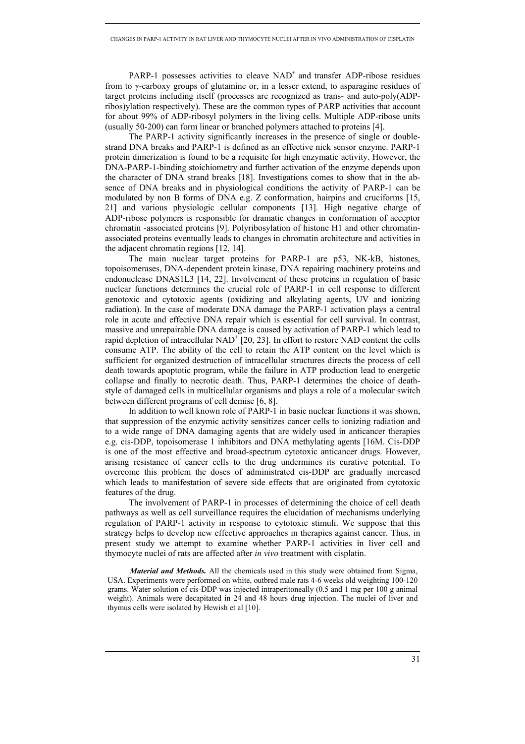PARP-1 possesses activities to cleave $NAD^+$ and transfer ADP-ribose residues from to γ-carboxy groups of glutamine or, in a lesser extend, to asparagine residues of target proteins including itself (processes are recognized as trans- and auto-poly(ADP-ribos)ylation respectively). These are the common types of PARP activities that account for about 99% of ADP-ribosyl polymers in the living cells. Multiple ADP-ribose units (usually 50-200) can form linear or branched polymers attached to proteins [4].

The PARP-1 activity significantly increases in the presence of single or double-strand DNA breaks and PARP-1 is defined as an effective nick sensor enzyme. PARP-1 protein dimerization is found to be a requisite for high enzymatic activity. However, the DNA-PARP-1-binding stoichiometry and further activation of the enzyme depends upon the character of DNA strand breaks [18]. Investigations comes to show that in the absence of DNA breaks and in physiological conditions the activity of PARP-1 can be modulated by non B forms of DNA e.g. Z conformation, hairpins and cruciforms [15, 21] and various physiologic cellular components [13]. High negative charge of ADP-ribose polymers is responsible for dramatic changes in conformation of acceptor chromatin -associated proteins [9]. Polyribosylation of histone H1 and other chromatin-associated proteins eventually leads to changes in chromatin architecture and activities in the adjacent chromatin regions [12, 14].

The main nuclear target proteins for PARP-1 are p53, NK-kB, histones, topoisomerases, DNA-dependent protein kinase, DNA repairing machinery proteins and endonuclease DNAS1L3 [14, 22]. Involvement of these proteins in regulation of basic nuclear functions determines the crucial role of PARP-1 in cell response to different genotoxic and cytotoxic agents (oxidizing and alkylating agents, UV and ionizing radiation). In the case of moderate DNA damage the PARP-1 activation plays a central role in acute and effective DNA repair which is essential for cell survival. In contrast, massive and unrepairable DNA damage is caused by activation of PARP-1 which lead to rapid depletion of intracellular $NAD^+$ [20, 23]. In effort to restore NAD content the cells consume ATP. The ability of the cell to retain the ATP content on the level which is sufficient for organized destruction of intracellular structures directs the process of cell death towards apoptotic program, while the failure in ATP production lead to energetic collapse and finally to necrotic death. Thus, PARP-1 determines the choice of death-style of damaged cells in multicellular organisms and plays a role of a molecular switch between different programs of cell demise [6, 8].

In addition to well known role of PARP-1 in basic nuclear functions it was shown, that suppression of the enzymic activity sensitizes cancer cells to ionizing radiation and to a wide range of DNA damaging agents that are widely used in anticancer therapies e.g. cis-DDP, topoisomerase 1 inhibitors and DNA methylating agents [16M. Cis-DDP is one of the most effective and broad-spectrum cytotoxic anticancer drugs. However, arising resistance of cancer cells to the drug undermines its curative potential. To overcome this problem the doses of administrated cis-DDP are gradually increased which leads to manifestation of severe side effects that are originated from cytotoxic features of the drug.

The involvement of PARP-1 in processes of determining the choice of cell death pathways as well as cell surveillance requires the elucidation of mechanisms underlying regulation of PARP-1 activity in response to cytotoxic stimuli. We suppose that this strategy helps to develop new effective approaches in therapies against cancer. Thus, in present study we attempt to examine whether PARP-1 activities in liver cell and thymocyte nuclei of rats are affected after *in vivo* treatment with cisplatin.

***Material and Methods.*** All the chemicals used in this study were obtained from Sigma, USA. Experiments were performed on white, outbred male rats 4-6 weeks old weighting 100-120 grams. Water solution of cis-DDP was injected intraperitoneally (0.5 and 1 mg per 100 g animal weight). Animals were decapitated in 24 and 48 hours drug injection. The nuclei of liver and thymus cells were isolated by Hewish et al [10].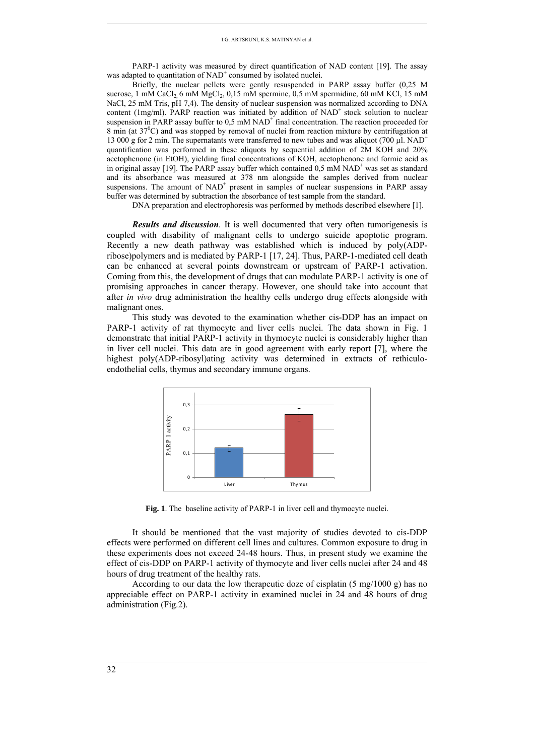PARP-1 activity was measured by direct quantification of NAD content [19]. The assay was adapted to quantitation of $NAD^+$ consumed by isolated nuclei.

Briefly, the nuclear pellets were gently resuspended in PARP assay buffer (0,25 M sucrose, 1 mM $CaCl_2$, 6 mM $MgCl_2$, 0,15 mM spermine, 0,5 mM spermidine, 60 mM KCl, 15 mM NaCl, 25 mM Tris, pH 7,4). The density of nuclear suspension was normalized according to DNA content (1mg/ml). PARP reaction was initiated by addition of $NAD^+$ stock solution to nuclear suspension in PARP assay buffer to 0,5 mM $NAD^+$ final concentration. The reaction proceeded for 8 min (at $37^0C$) and was stopped by removal of nuclei from reaction mixture by centrifugation at 13 000 g for 2 min. The supernatants were transferred to new tubes and was aliquot (700 µl. $NAD^+$ quantification was performed in these aliquots by sequential addition of 2M KOH and 20% acetophenone (in EtOH), yielding final concentrations of KOH, acetophenone and formic acid as in original assay [19]. The PARP assay buffer which contained 0,5 mM $NAD^+$ was set as standard and its absorbance was measured at 378 nm alongside the samples derived from nuclear suspensions. The amount of $NAD^+$ present in samples of nuclear suspensions in PARP assay buffer was determined by subtraction the absorbance of test sample from the standard.

DNA preparation and electrophoresis was performed by methods described elsewhere [1].

***Results and discussion***. It is well documented that very often tumorigenesis is coupled with disability of malignant cells to undergo suicide apoptotic program. Recently a new death pathway was established which is induced by poly(ADP-ribose)polymers and is mediated by PARP-1 [17, 24]. Thus, PARP-1-mediated cell death can be enhanced at several points downstream or upstream of PARP-1 activation. Coming from this, the development of drugs that can modulate PARP-1 activity is one of promising approaches in cancer therapy. However, one should take into account that after *in vivo* drug administration the healthy cells undergo drug effects alongside with malignant ones.

This study was devoted to the examination whether cis-DDP has an impact on PARP-1 activity of rat thymocyte and liver cells nuclei. The data shown in Fig. 1 demonstrate that initial PARP-1 activity in thymocyte nuclei is considerably higher than in liver cell nuclei. This data are in good agreement with early report [7], where the highest poly(ADP-ribosyl)ating activity was determined in extracts of rethiculo-endothelial cells, thymus and secondary immune organs.

**Fig. 1**. The baseline activity of PARP-1 in liver cell and thymocyte nuclei.

It should be mentioned that the vast majority of studies devoted to cis-DDP effects were performed on different cell lines and cultures. Common exposure to drug in these experiments does not exceed 24-48 hours. Thus, in present study we examine the effect of cis-DDP on PARP-1 activity of thymocyte and liver cells nuclei after 24 and 48 hours of drug treatment of the healthy rats.

According to our data the low therapeutic doze of cisplatin (5 mg/1000 g) has no appreciable effect on PARP-1 activity in examined nuclei in 24 and 48 hours of drug administration (Fig.2).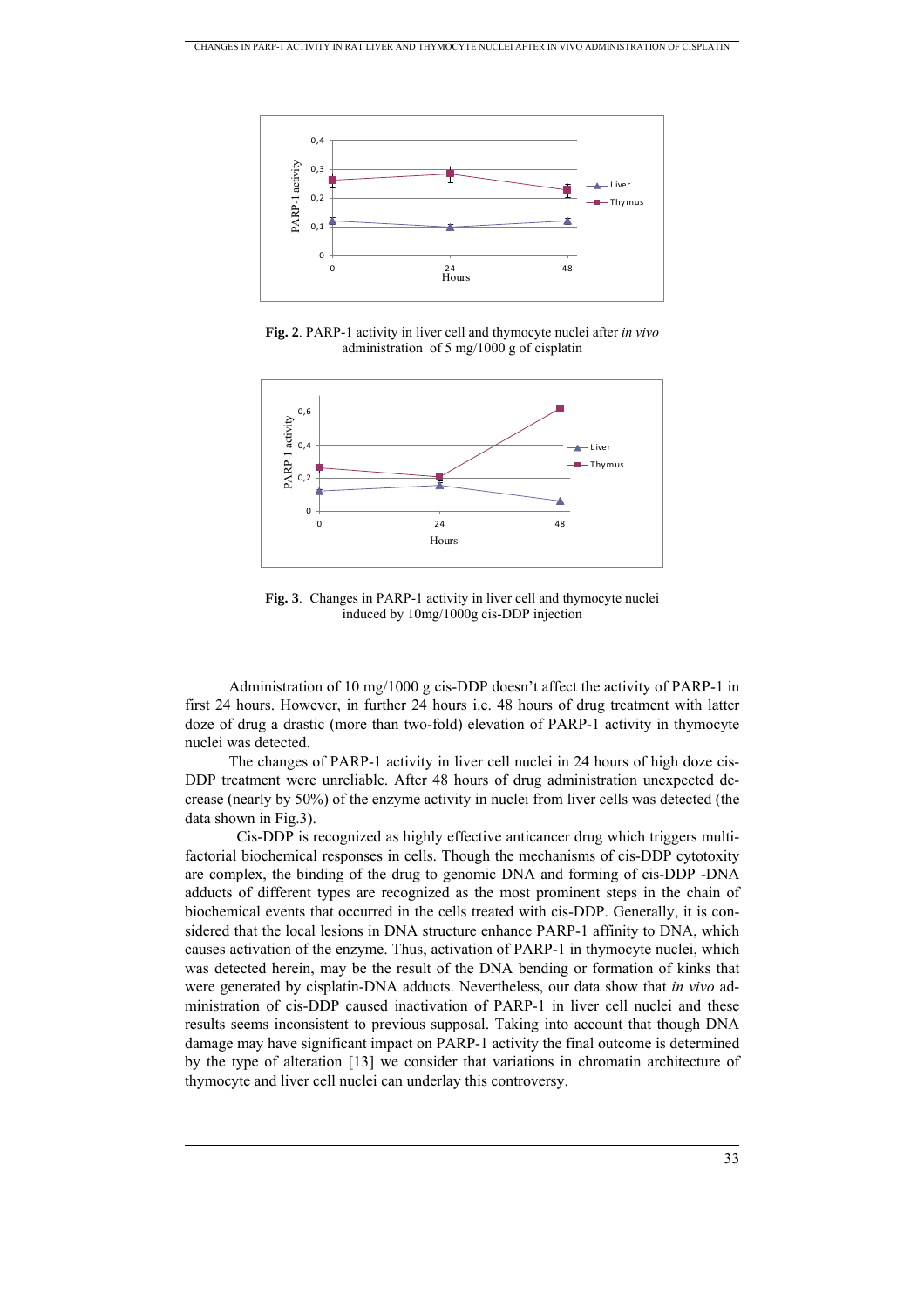**Fig. 2**. PARP-1 activity in liver cell and thymocyte nuclei after *in vivo* administration of 5 mg/1000 g of cisplatin

**Fig. 3**. Changes in PARP-1 activity in liver cell and thymocyte nuclei induced by 10mg/1000g cis-DDP injection

Administration of 10 mg/1000 g cis-DDP doesn't affect the activity of PARP-1 in first 24 hours. However, in further 24 hours i.e. 48 hours of drug treatment with latter doze of drug a drastic (more than two-fold) elevation of PARP-1 activity in thymocyte nuclei was detected.

The changes of PARP-1 activity in liver cell nuclei in 24 hours of high doze cis-DDP treatment were unreliable. After 48 hours of drug administration unexpected decrease (nearly by 50%) of the enzyme activity in nuclei from liver cells was detected (the data shown in Fig.3).

Cis-DDP is recognized as highly effective anticancer drug which triggers multi-factorial biochemical responses in cells. Though the mechanisms of cis-DDP cytotoxity are complex, the binding of the drug to genomic DNA and forming of cis-DDP -DNA adducts of different types are recognized as the most prominent steps in the chain of biochemical events that occurred in the cells treated with cis-DDP. Generally, it is considered that the local lesions in DNA structure enhance PARP-1 affinity to DNA, which causes activation of the enzyme. Thus, activation of PARP-1 in thymocyte nuclei, which was detected herein, may be the result of the DNA bending or formation of kinks that were generated by cisplatin-DNA adducts. Nevertheless, our data show that *in vivo* administration of cis-DDP caused inactivation of PARP-1 in liver cell nuclei and these results seems inconsistent to previous supposal. Taking into account that though DNA damage may have significant impact on PARP-1 activity the final outcome is determined by the type of alteration [13] we consider that variations in chromatin architecture of thymocyte and liver cell nuclei can underlay this controversy.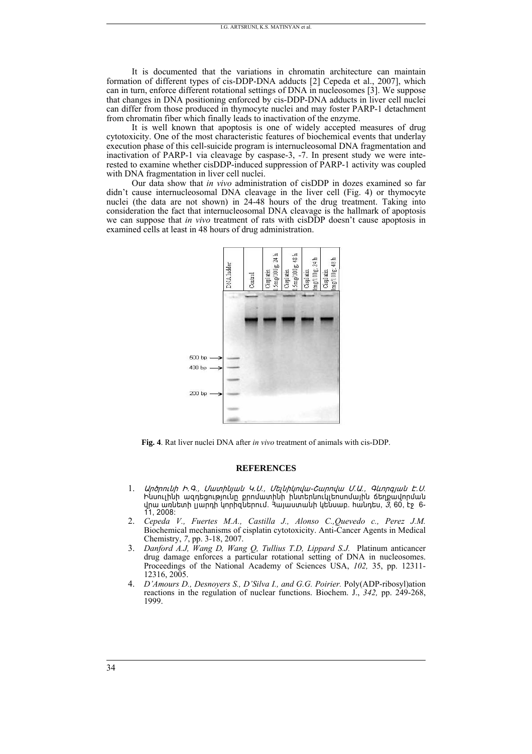It is documented that the variations in chromatin architecture can maintain formation of different types of cis-DDP-DNA adducts [2] Cepeda et al., 2007], which can in turn, enforce different rotational settings of DNA in nucleosomes [3]. We suppose that changes in DNA positioning enforced by cis-DDP-DNA adducts in liver cell nuclei can differ from those produced in thymocyte nuclei and may foster PARP-1 detachment from chromatin fiber which finally leads to inactivation of the enzyme.

It is well known that apoptosis is one of widely accepted measures of drug cytotoxicity. One of the most characteristic features of biochemical events that underlay execution phase of this cell-suicide program is internucleosomal DNA fragmentation and inactivation of PARP-1 via cleavage by caspase-3, -7. In present study we were interested to examine whether cisDDP-induced suppression of PARP-1 activity was coupled with DNA fragmentation in liver cell nuclei.

Our data show that *in vivo* administration of cisDDP in dozes examined so far didn't cause internucleosomal DNA cleavage in the liver cell (Fig. 4) or thymocyte nuclei (the data are not shown) in 24-48 hours of the drug treatment. Taking into consideration the fact that internucleosomal DNA cleavage is the hallmark of apoptosis we can suppose that *in vivo* treatment of rats with cisDDP doesn't cause apoptosis in examined cells at least in 48 hours of drug administration.

**Fig. 4**. Rat liver nuclei DNA after *in vivo* treatment of animals with cis-DDP.

## REFERENCES

1. *Արծրունի Ի.Գ., Մատինյան Կ.Ս., Մելիկովա-Շարովա Մ.Ա., Գևորգյան Է.Ս.* Ինսուլինի ազդեցությունը քրոմատինի ինտերնուկլեոսոմային ճեղքավորման վրա առնետի լյարդի կորիզներում. Հայաստանի կենսաբ. հանդես, *3*, 60, էջ 6-11, 2008:
2. *Cepeda V., Fuertes M.A., Castilla J., Alonso C.,Quevedo c., Perez J.M.* Biochemical mechanisms of cisplatin cytotoxicity. Anti-Cancer Agents in Medical Chemistry, *7*, pp. 3-18, 2007.
3. *Danford A.J, Wang D, Wang Q, Tullius T.D, Lippard S.J.* Platinum anticancer drug damage enforces a particular rotational setting of DNA in nucleosomes. Proceedings of the National Academy of Sciences USA, *102,* 35, pp. 12311-12316, 2005.
4. *D'Amours D., Desnoyers S., D'Silva I., and G.G. Poirier.* Poly(ADP-ribosyl)ation reactions in the regulation of nuclear functions. Biochem. J., *342,* pp. 249-268, 1999.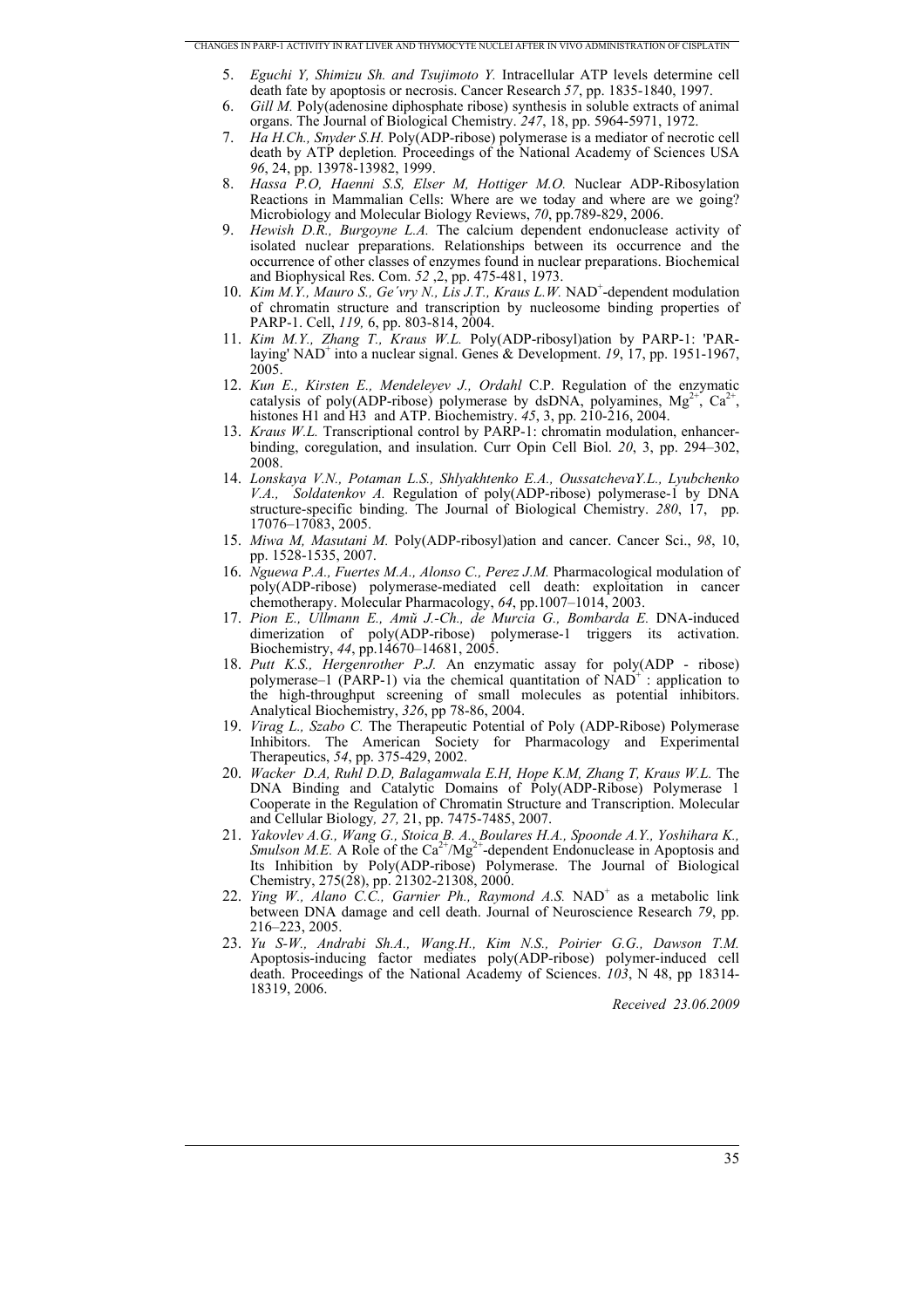5. *Eguchi Y, Shimizu Sh. and Tsujimoto Y.* Intracellular ATP levels determine cell death fate by apoptosis or necrosis. Cancer Research *57*, pp. 1835-1840, 1997.
6. *Gill M.* Poly(adenosine diphosphate ribose) synthesis in soluble extracts of animal organs. The Journal of Biological Chemistry. *247*, 18, pp. 5964-5971, 1972.
7. *Ha H.Ch., Snyder S.H.* Poly(ADP-ribose) polymerase is a mediator of necrotic cell death by ATP depletion*.* Proceedings of the National Academy of Sciences USA *96*, 24, pp. 13978-13982, 1999.
8. *Hassa P.O, Haenni S.S, Elser M, Hottiger M.O.* Nuclear ADP-Ribosylation Reactions in Mammalian Cells: Where are we today and where are we going? Microbiology and Molecular Biology Reviews, *70*, pp.789-829, 2006.
9. *Hewish D.R., Burgoyne L.A.* The calcium dependent endonuclease activity of isolated nuclear preparations. Relationships between its occurrence and the occurrence of other classes of enzymes found in nuclear preparations. Biochemical and Biophysical Res. Com. *52* ,2, pp. 475-481, 1973.
10. *Kim M.Y., Mauro S., Ge´vry N., Lis J.T., Kraus L.W.* $NAD^+$-dependent modulation of chromatin structure and transcription by nucleosome binding properties of PARP-1. Cell, *119,* 6, pp. 803-814, 2004.
11. *Kim M.Y., Zhang T., Kraus W.L.* Poly(ADP-ribosyl)ation by PARP-1: 'PAR-laying' $NAD^+$ into a nuclear signal. Genes & Development. *19*, 17, pp. 1951-1967, 2005.
12. *Kun E., Kirsten E., Mendeleyev J., Ordahl* C.P. Regulation of the enzymatic catalysis of poly(ADP-ribose) polymerase by dsDNA, polyamines, $Mg^{2+}$, $Ca^{2+}$, histones H1 and H3 and ATP. Biochemistry. *45*, 3, pp. 210-216, 2004.
13. *Kraus W.L.* Transcriptional control by PARP-1: chromatin modulation, enhancer-binding, coregulation, and insulation. Curr Opin Cell Biol. *20*, 3, pp. 294–302, 2008.
14. *Lonskaya V.N., Potaman L.S., Shlyakhtenko E.A., OussatchevaY.L., Lyubchenko V.A., Soldatenkov A.* Regulation of poly(ADP-ribose) polymerase-1 by DNA structure-specific binding. The Journal of Biological Chemistry. *280*, 17, pp. 17076–17083, 2005.
15. *Miwa M, Masutani M.* Poly(ADP-ribosyl)ation and cancer. Cancer Sci., *98*, 10, pp. 1528-1535, 2007.
16. *Nguewa P.A., Fuertes M.A., Alonso C., Perez J.M.* Pharmacological modulation of poly(ADP-ribose) polymerase-mediated cell death: exploitation in cancer chemotherapy. Molecular Pharmacology, *64*, pp.1007–1014, 2003.
17. *Pion E., Ullmann E., Amǔ J.-Ch., de Murcia G., Bombarda E.* DNA-induced dimerization of poly(ADP-ribose) polymerase-1 triggers its activation. Biochemistry, *44*, pp.14670–14681, 2005.
18. *Putt K.S., Hergenrother P.J.* An enzymatic assay for poly(ADP - ribose) polymerase–1 (PARP-1) via the chemical quantitation of $NAD^+$ : application to the high-throughput screening of small molecules as potential inhibitors. Analytical Biochemistry, *326*, pp 78-86, 2004.
19. *Virag L., Szabo C.* The Therapeutic Potential of Poly (ADP-Ribose) Polymerase Inhibitors. The American Society for Pharmacology and Experimental Therapeutics, *54*, pp. 375-429, 2002.
20. *Wacker D.A, Ruhl D.D, Balagamwala E.H, Hope K.M, Zhang T, Kraus W.L.* The DNA Binding and Catalytic Domains of Poly(ADP-Ribose) Polymerase 1 Cooperate in the Regulation of Chromatin Structure and Transcription. Molecular and Cellular Biology*, 27,* 21, pp. 7475-7485, 2007.
21. *Yakovlev A.G., Wang G., Stoica B. A., Boulares H.A., Spoonde A.Y., Yoshihara K., Smulson M.E.* A Role of the $Ca^{2+}/Mg^{2+}$-dependent Endonuclease in Apoptosis and Its Inhibition by Poly(ADP-ribose) Polymerase. The Journal of Biological Chemistry, 275(28), pp. 21302-21308, 2000.
22. *Ying W., Alano C.C., Garnier Ph., Raymond A.S.* $NAD^+$ as a metabolic link between DNA damage and cell death. Journal of Neuroscience Research *79*, pp. 216–223, 2005.
23. *Yu S-W., Andrabi Sh.A., Wang.H., Kim N.S., Poirier G.G., Dawson T.M.* Apoptosis-inducing factor mediates poly(ADP-ribose) polymer-induced cell death. Proceedings of the National Academy of Sciences. *103*, N 48, pp 18314-18319, 2006.

*Received 23.06.2009*